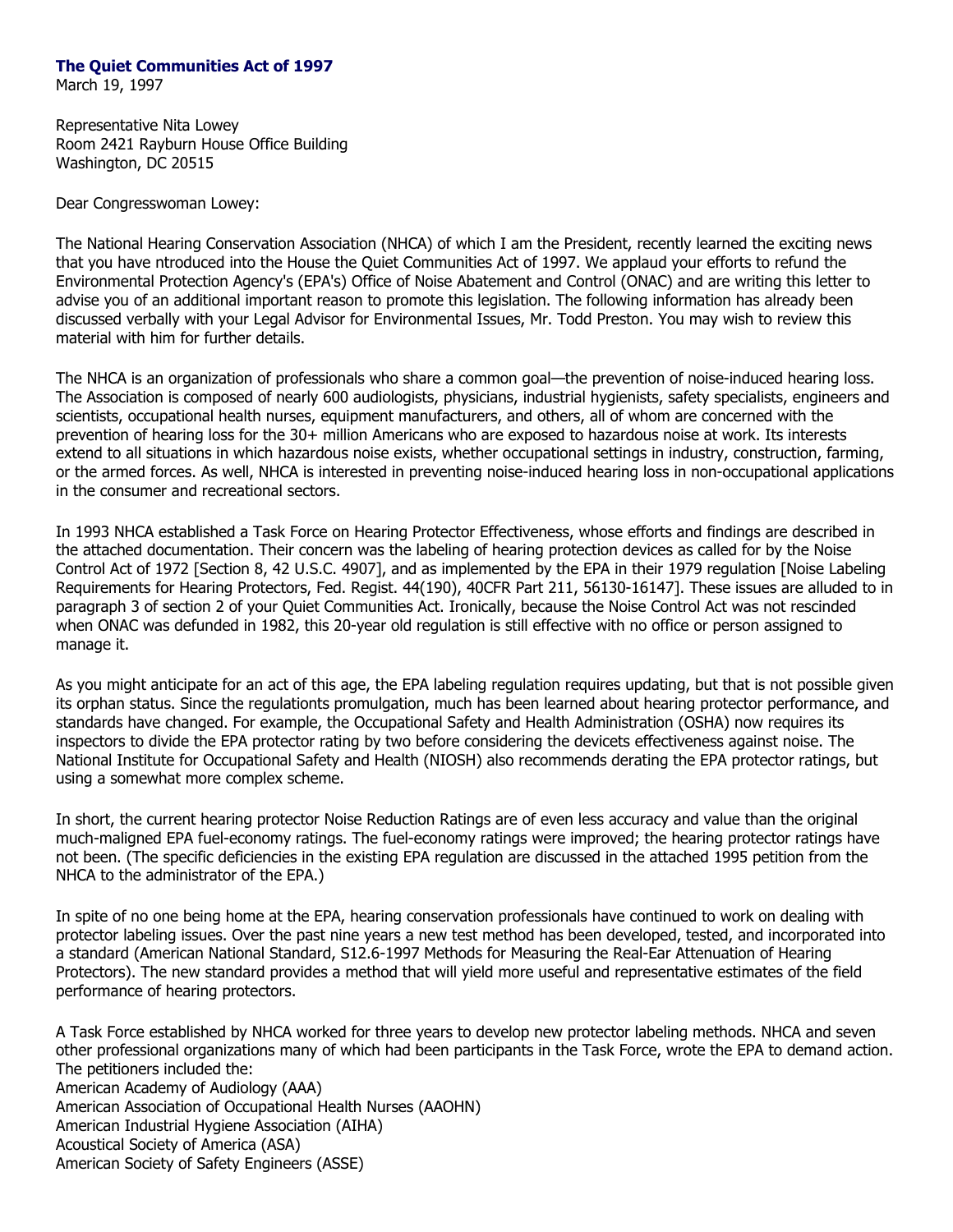**The Quiet Communities Act of 1997**
March 19, 1997

Representative Nita Lowey
Room 2421 Rayburn House Office Building
Washington, DC 20515

Dear Congresswoman Lowey:

The National Hearing Conservation Association (NHCA) of which I am the President, recently learned the exciting news that you have ntroduced into the House the Quiet Communities Act of 1997. We applaud your efforts to refund the Environmental Protection Agency's (EPA's) Office of Noise Abatement and Control (ONAC) and are writing this letter to advise you of an additional important reason to promote this legislation. The following information has already been discussed verbally with your Legal Advisor for Environmental Issues, Mr. Todd Preston. You may wish to review this material with him for further details.

The NHCA is an organization of professionals who share a common goal—the prevention of noise-induced hearing loss. The Association is composed of nearly 600 audiologists, physicians, industrial hygienists, safety specialists, engineers and scientists, occupational health nurses, equipment manufacturers, and others, all of whom are concerned with the prevention of hearing loss for the 30+ million Americans who are exposed to hazardous noise at work. Its interests extend to all situations in which hazardous noise exists, whether occupational settings in industry, construction, farming, or the armed forces. As well, NHCA is interested in preventing noise-induced hearing loss in non-occupational applications in the consumer and recreational sectors.

In 1993 NHCA established a Task Force on Hearing Protector Effectiveness, whose efforts and findings are described in the attached documentation. Their concern was the labeling of hearing protection devices as called for by the Noise Control Act of 1972 [Section 8, 42 U.S.C. 4907], and as implemented by the EPA in their 1979 regulation [Noise Labeling Requirements for Hearing Protectors, Fed. Regist. 44(190), 40CFR Part 211, 56130-16147]. These issues are alluded to in paragraph 3 of section 2 of your Quiet Communities Act. Ironically, because the Noise Control Act was not rescinded when ONAC was defunded in 1982, this 20-year old regulation is still effective with no office or person assigned to manage it.

As you might anticipate for an act of this age, the EPA labeling regulation requires updating, but that is not possible given its orphan status. Since the regulationts promulgation, much has been learned about hearing protector performance, and standards have changed. For example, the Occupational Safety and Health Administration (OSHA) now requires its inspectors to divide the EPA protector rating by two before considering the devicets effectiveness against noise. The National Institute for Occupational Safety and Health (NIOSH) also recommends derating the EPA protector ratings, but using a somewhat more complex scheme.

In short, the current hearing protector Noise Reduction Ratings are of even less accuracy and value than the original much-maligned EPA fuel-economy ratings. The fuel-economy ratings were improved; the hearing protector ratings have not been. (The specific deficiencies in the existing EPA regulation are discussed in the attached 1995 petition from the NHCA to the administrator of the EPA.)

In spite of no one being home at the EPA, hearing conservation professionals have continued to work on dealing with protector labeling issues. Over the past nine years a new test method has been developed, tested, and incorporated into a standard (American National Standard, S12.6-1997 Methods for Measuring the Real-Ear Attenuation of Hearing Protectors). The new standard provides a method that will yield more useful and representative estimates of the field performance of hearing protectors.

A Task Force established by NHCA worked for three years to develop new protector labeling methods. NHCA and seven other professional organizations many of which had been participants in the Task Force, wrote the EPA to demand action. The petitioners included the:
American Academy of Audiology (AAA)
American Association of Occupational Health Nurses (AAOHN)
American Industrial Hygiene Association (AIHA)
Acoustical Society of America (ASA)
American Society of Safety Engineers (ASSE)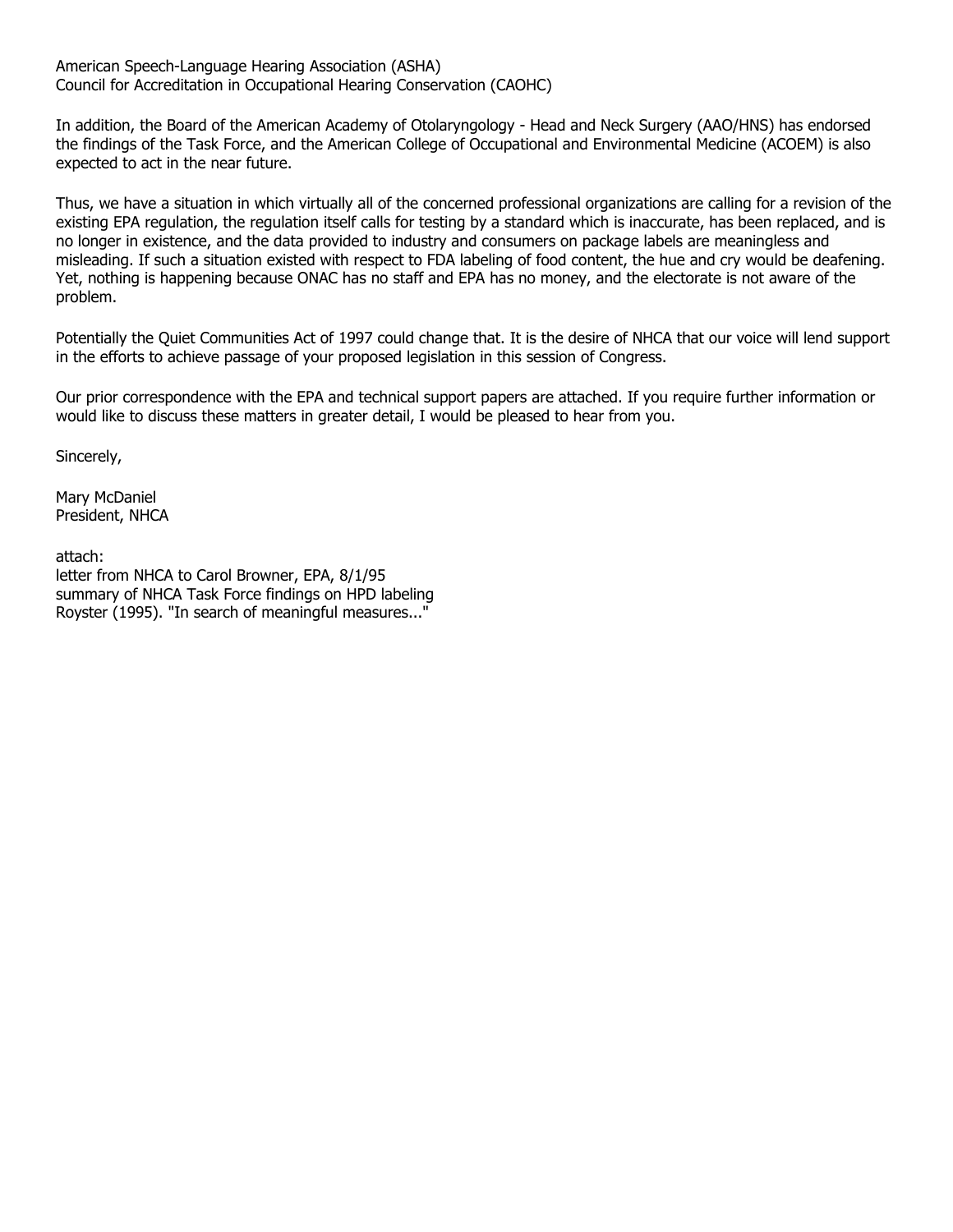American Speech-Language Hearing Association (ASHA)
Council for Accreditation in Occupational Hearing Conservation (CAOHC)

In addition, the Board of the American Academy of Otolaryngology - Head and Neck Surgery (AAO/HNS) has endorsed the findings of the Task Force, and the American College of Occupational and Environmental Medicine (ACOEM) is also expected to act in the near future.

Thus, we have a situation in which virtually all of the concerned professional organizations are calling for a revision of the existing EPA regulation, the regulation itself calls for testing by a standard which is inaccurate, has been replaced, and is no longer in existence, and the data provided to industry and consumers on package labels are meaningless and misleading. If such a situation existed with respect to FDA labeling of food content, the hue and cry would be deafening. Yet, nothing is happening because ONAC has no staff and EPA has no money, and the electorate is not aware of the problem.

Potentially the Quiet Communities Act of 1997 could change that. It is the desire of NHCA that our voice will lend support in the efforts to achieve passage of your proposed legislation in this session of Congress.

Our prior correspondence with the EPA and technical support papers are attached. If you require further information or would like to discuss these matters in greater detail, I would be pleased to hear from you.

Sincerely,

Mary McDaniel
President, NHCA

attach:
letter from NHCA to Carol Browner, EPA, 8/1/95
summary of NHCA Task Force findings on HPD labeling
Royster (1995). "In search of meaningful measures..."